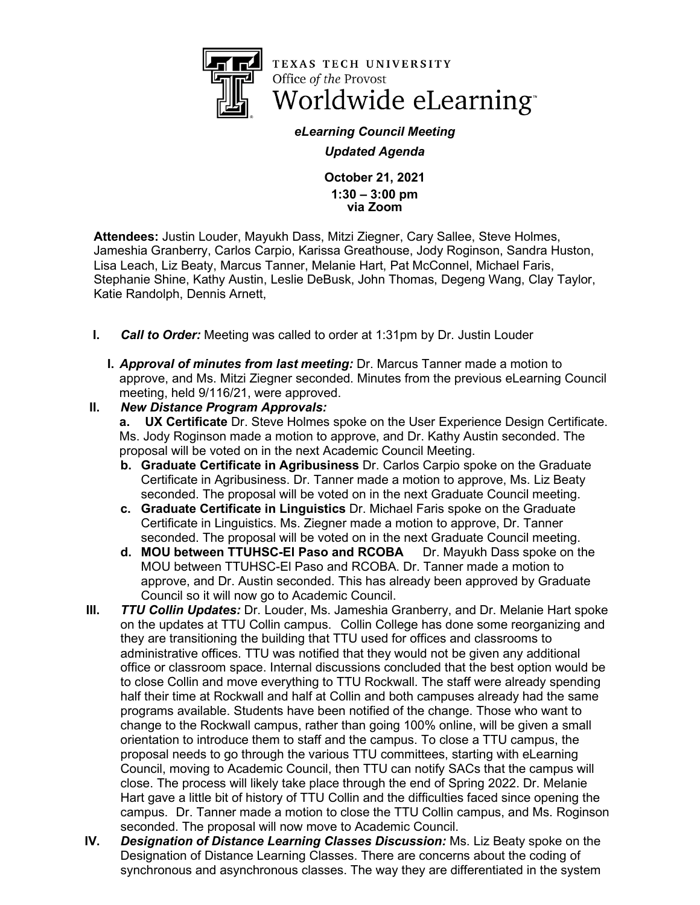TEXAS TECH UNIVERSITY
Office *of the* Provost
Worldwide eLearning™

***eLearning Council Meeting***

***Updated Agenda***

**October 21, 2021**
**1:30 – 3:00 pm**
**via Zoom**

**Attendees:** Justin Louder, Mayukh Dass, Mitzi Ziegner, Cary Sallee, Steve Holmes, Jameshia Granberry, Carlos Carpio, Karissa Greathouse, Jody Roginson, Sandra Huston, Lisa Leach, Liz Beaty, Marcus Tanner, Melanie Hart, Pat McConnel, Michael Faris, Stephanie Shine, Kathy Austin, Leslie DeBusk, John Thomas, Degeng Wang, Clay Taylor, Katie Randolph, Dennis Arnett,

I. ***Call to Order:*** Meeting was called to order at 1:31pm by Dr. Justin Louder

   I. ***Approval of minutes from last meeting:*** Dr. Marcus Tanner made a motion to approve, and Ms. Mitzi Ziegner seconded. Minutes from the previous eLearning Council meeting, held 9/116/21, were approved.

II. ***New Distance Program Approvals:***

   a. **UX Certificate** Dr. Steve Holmes spoke on the User Experience Design Certificate. Ms. Jody Roginson made a motion to approve, and Dr. Kathy Austin seconded. The proposal will be voted on in the next Academic Council Meeting.

   b. **Graduate Certificate in Agribusiness** Dr. Carlos Carpio spoke on the Graduate Certificate in Agribusiness. Dr. Tanner made a motion to approve, Ms. Liz Beaty seconded. The proposal will be voted on in the next Graduate Council meeting.

   c. **Graduate Certificate in Linguistics** Dr. Michael Faris spoke on the Graduate Certificate in Linguistics. Ms. Ziegner made a motion to approve, Dr. Tanner seconded. The proposal will be voted on in the next Graduate Council meeting.

   d. **MOU between TTUHSC-El Paso and RCOBA** Dr. Mayukh Dass spoke on the MOU between TTUHSC-El Paso and RCOBA. Dr. Tanner made a motion to approve, and Dr. Austin seconded. This has already been approved by Graduate Council so it will now go to Academic Council.

III. ***TTU Collin Updates:*** Dr. Louder, Ms. Jameshia Granberry, and Dr. Melanie Hart spoke on the updates at TTU Collin campus. Collin College has done some reorganizing and they are transitioning the building that TTU used for offices and classrooms to administrative offices. TTU was notified that they would not be given any additional office or classroom space. Internal discussions concluded that the best option would be to close Collin and move everything to TTU Rockwall. The staff were already spending half their time at Rockwall and half at Collin and both campuses already had the same programs available. Students have been notified of the change. Those who want to change to the Rockwall campus, rather than going 100% online, will be given a small orientation to introduce them to staff and the campus. To close a TTU campus, the proposal needs to go through the various TTU committees, starting with eLearning Council, moving to Academic Council, then TTU can notify SACs that the campus will close. The process will likely take place through the end of Spring 2022. Dr. Melanie Hart gave a little bit of history of TTU Collin and the difficulties faced since opening the campus. Dr. Tanner made a motion to close the TTU Collin campus, and Ms. Roginson seconded. The proposal will now move to Academic Council.

IV. ***Designation of Distance Learning Classes Discussion:*** Ms. Liz Beaty spoke on the Designation of Distance Learning Classes. There are concerns about the coding of synchronous and asynchronous classes. The way they are differentiated in the system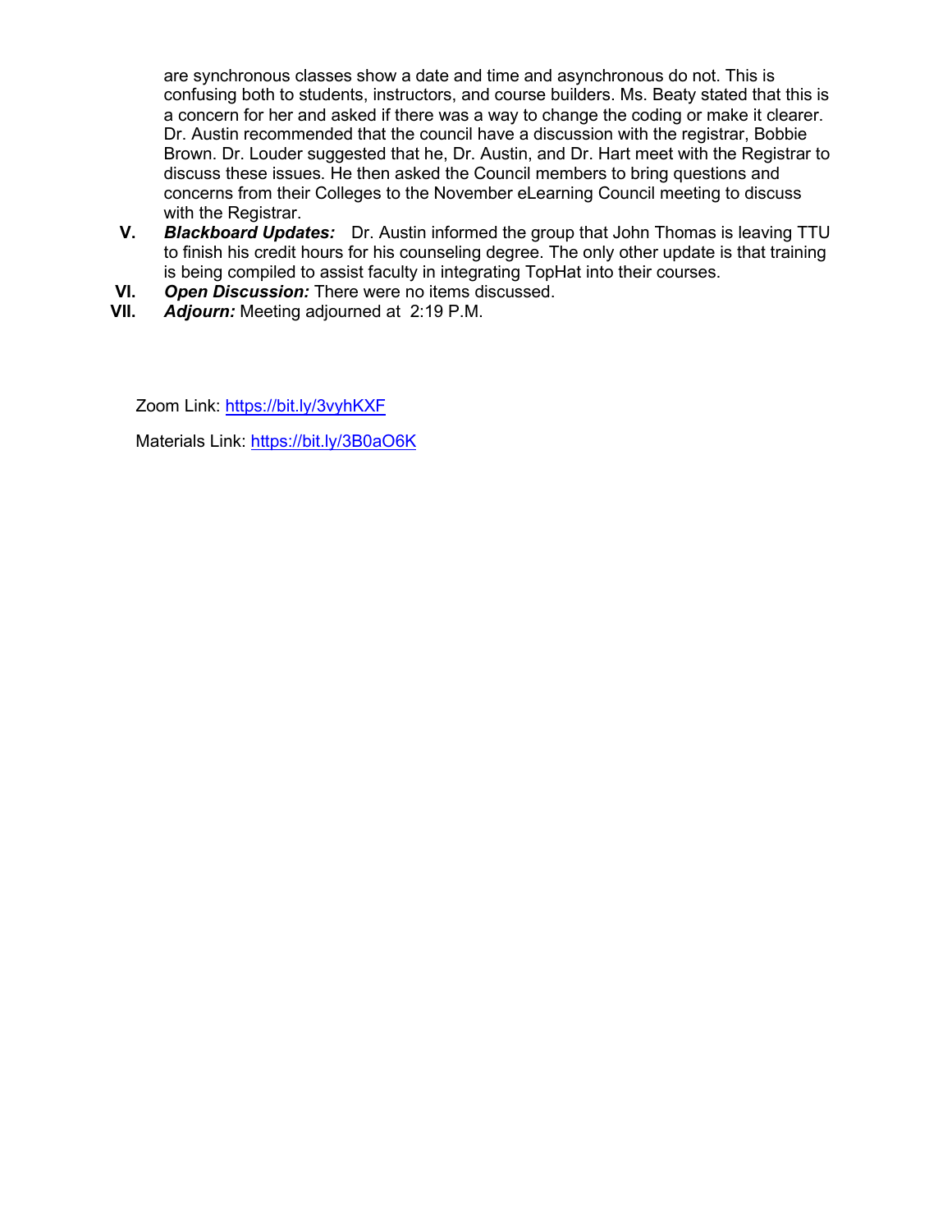are synchronous classes show a date and time and asynchronous do not. This is confusing both to students, instructors, and course builders. Ms. Beaty stated that this is a concern for her and asked if there was a way to change the coding or make it clearer. Dr. Austin recommended that the council have a discussion with the registrar, Bobbie Brown. Dr. Louder suggested that he, Dr. Austin, and Dr. Hart meet with the Registrar to discuss these issues. He then asked the Council members to bring questions and concerns from their Colleges to the November eLearning Council meeting to discuss with the Registrar.

V. ***Blackboard Updates:*** Dr. Austin informed the group that John Thomas is leaving TTU to finish his credit hours for his counseling degree. The only other update is that training is being compiled to assist faculty in integrating TopHat into their courses.

VI. ***Open Discussion:*** There were no items discussed.

VII. ***Adjourn:*** Meeting adjourned at 2:19 P.M.

Zoom Link: https://bit.ly/3vyhKXF

Materials Link: https://bit.ly/3B0aO6K